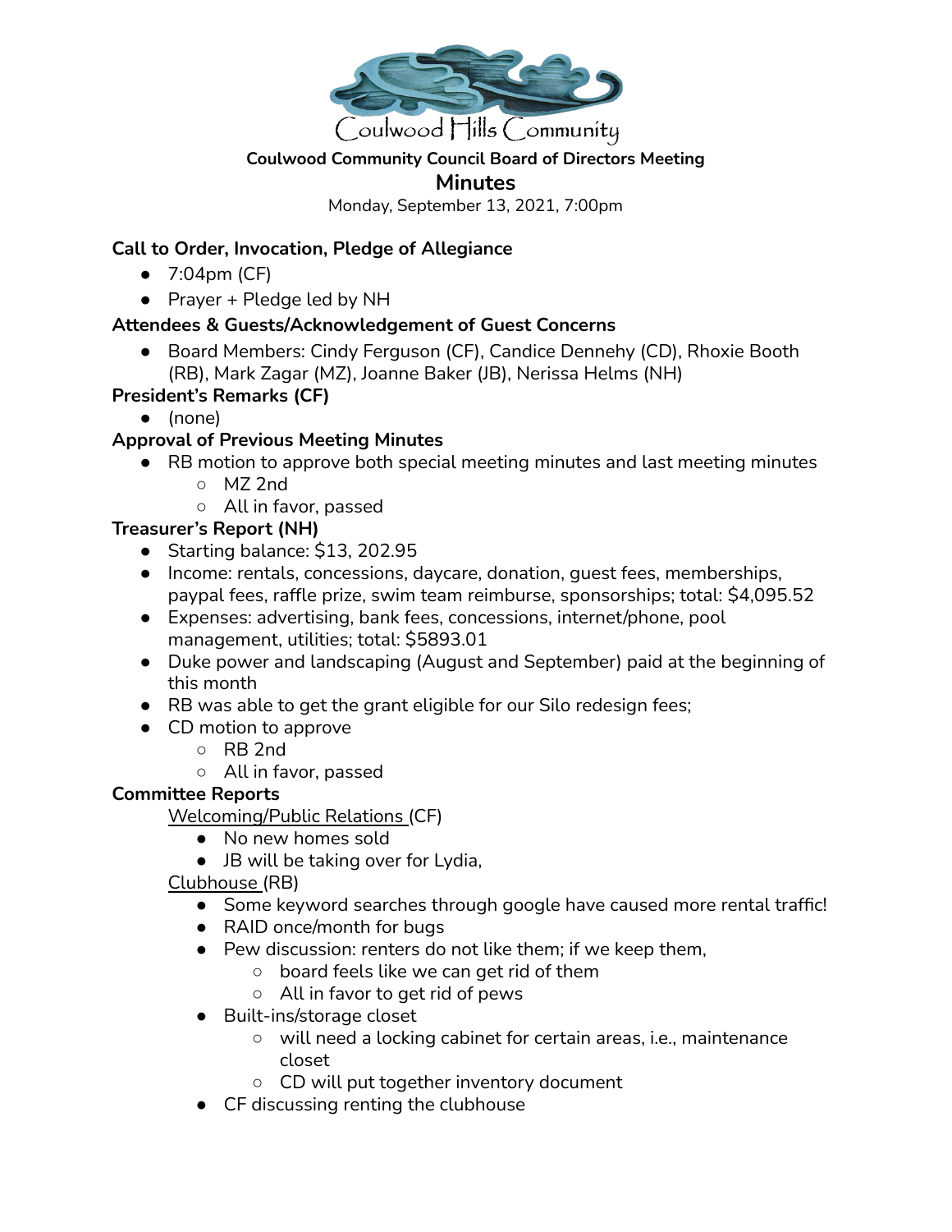Coulwood Hills Community

**Coulwood Community Council Board of Directors Meeting**

# Minutes

Monday, September 13, 2021, 7:00pm

**Call to Order, Invocation, Pledge of Allegiance**

- 7:04pm (CF)
- Prayer + Pledge led by NH

**Attendees & Guests/Acknowledgement of Guest Concerns**

- Board Members: Cindy Ferguson (CF), Candice Dennehy (CD), Rhoxie Booth (RB), Mark Zagar (MZ), Joanne Baker (JB), Nerissa Helms (NH)

**President's Remarks (CF)**

- (none)

**Approval of Previous Meeting Minutes**

- RB motion to approve both special meeting minutes and last meeting minutes
  - MZ 2nd
  - All in favor, passed

**Treasurer's Report (NH)**

- Starting balance: $13, 202.95
- Income: rentals, concessions, daycare, donation, guest fees, memberships, paypal fees, raffle prize, swim team reimburse, sponsorships; total: $4,095.52
- Expenses: advertising, bank fees, concessions, internet/phone, pool management, utilities; total: $5893.01
- Duke power and landscaping (August and September) paid at the beginning of this month
- RB was able to get the grant eligible for our Silo redesign fees;
- CD motion to approve
  - RB 2nd
  - All in favor, passed

**Committee Reports**

Welcoming/Public Relations (CF)

- No new homes sold
- JB will be taking over for Lydia,

Clubhouse (RB)

- Some keyword searches through google have caused more rental traffic!
- RAID once/month for bugs
- Pew discussion: renters do not like them; if we keep them,
  - board feels like we can get rid of them
  - All in favor to get rid of pews
- Built-ins/storage closet
  - will need a locking cabinet for certain areas, i.e., maintenance closet
  - CD will put together inventory document
- CF discussing renting the clubhouse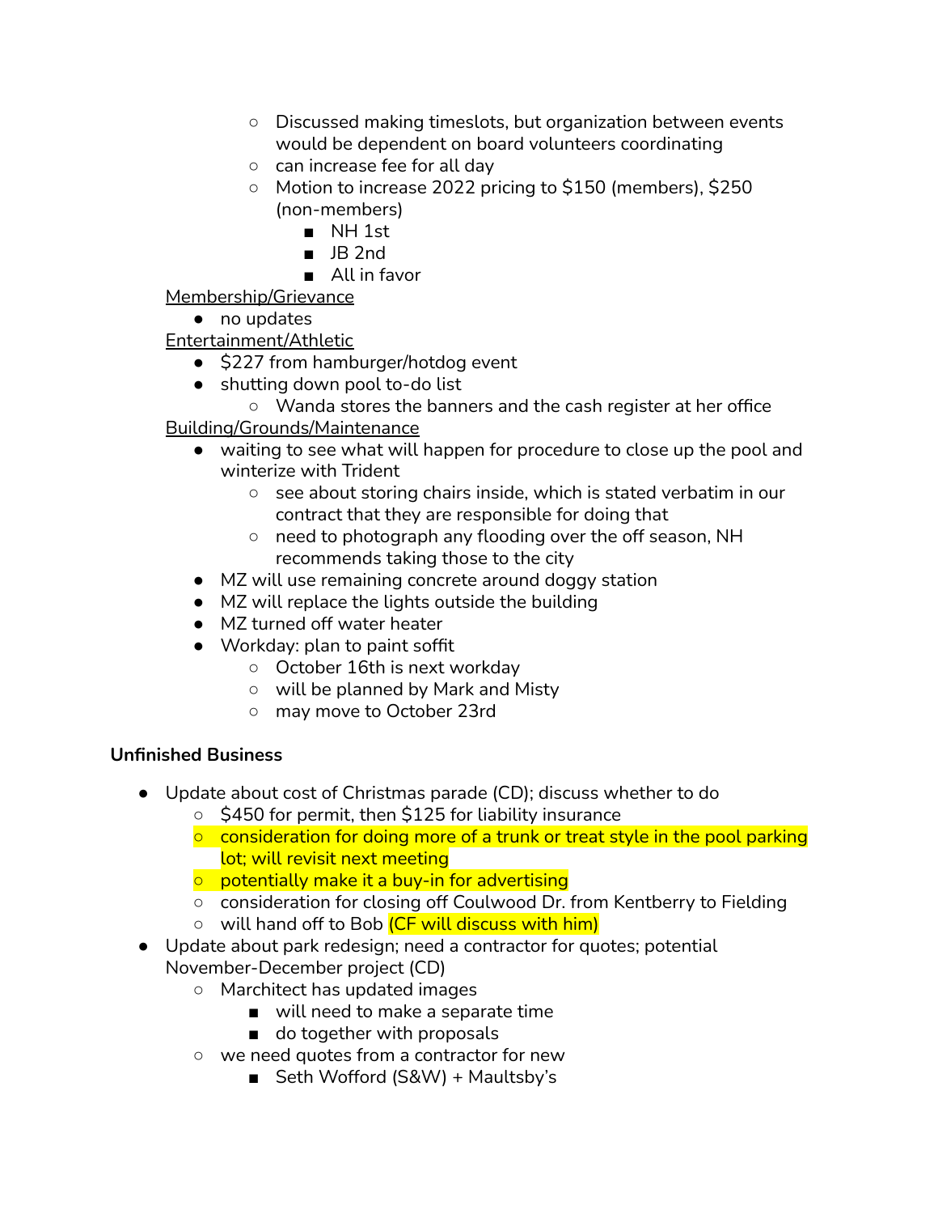- Discussed making timeslots, but organization between events would be dependent on board volunteers coordinating
        - can increase fee for all day
        - Motion to increase 2022 pricing to $150 (members), $250 (non-members)
            - NH 1st
            - JB 2nd
            - All in favor

<u>Membership/Grievance</u>

- no updates

<u>Entertainment/Athletic</u>

- $227 from hamburger/hotdog event
- shutting down pool to-do list
    - Wanda stores the banners and the cash register at her office

<u>Building/Grounds/Maintenance</u>

- waiting to see what will happen for procedure to close up the pool and winterize with Trident
    - see about storing chairs inside, which is stated verbatim in our contract that they are responsible for doing that
    - need to photograph any flooding over the off season, NH recommends taking those to the city
- MZ will use remaining concrete around doggy station
- MZ will replace the lights outside the building
- MZ turned off water heater
- Workday: plan to paint soffit
    - October 16th is next workday
    - will be planned by Mark and Misty
    - may move to October 23rd

**Unfinished Business**

- Update about cost of Christmas parade (CD); discuss whether to do
    - $450 for permit, then $125 for liability insurance
    - consideration for doing more of a trunk or treat style in the pool parking lot; will revisit next meeting
    - potentially make it a buy-in for advertising
    - consideration for closing off Coulwood Dr. from Kentberry to Fielding
    - will hand off to Bob (CF will discuss with him)
- Update about park redesign; need a contractor for quotes; potential November-December project (CD)
    - Marchitect has updated images
        - will need to make a separate time
        - do together with proposals
    - we need quotes from a contractor for new
        - Seth Wofford (S&W) + Maultsby's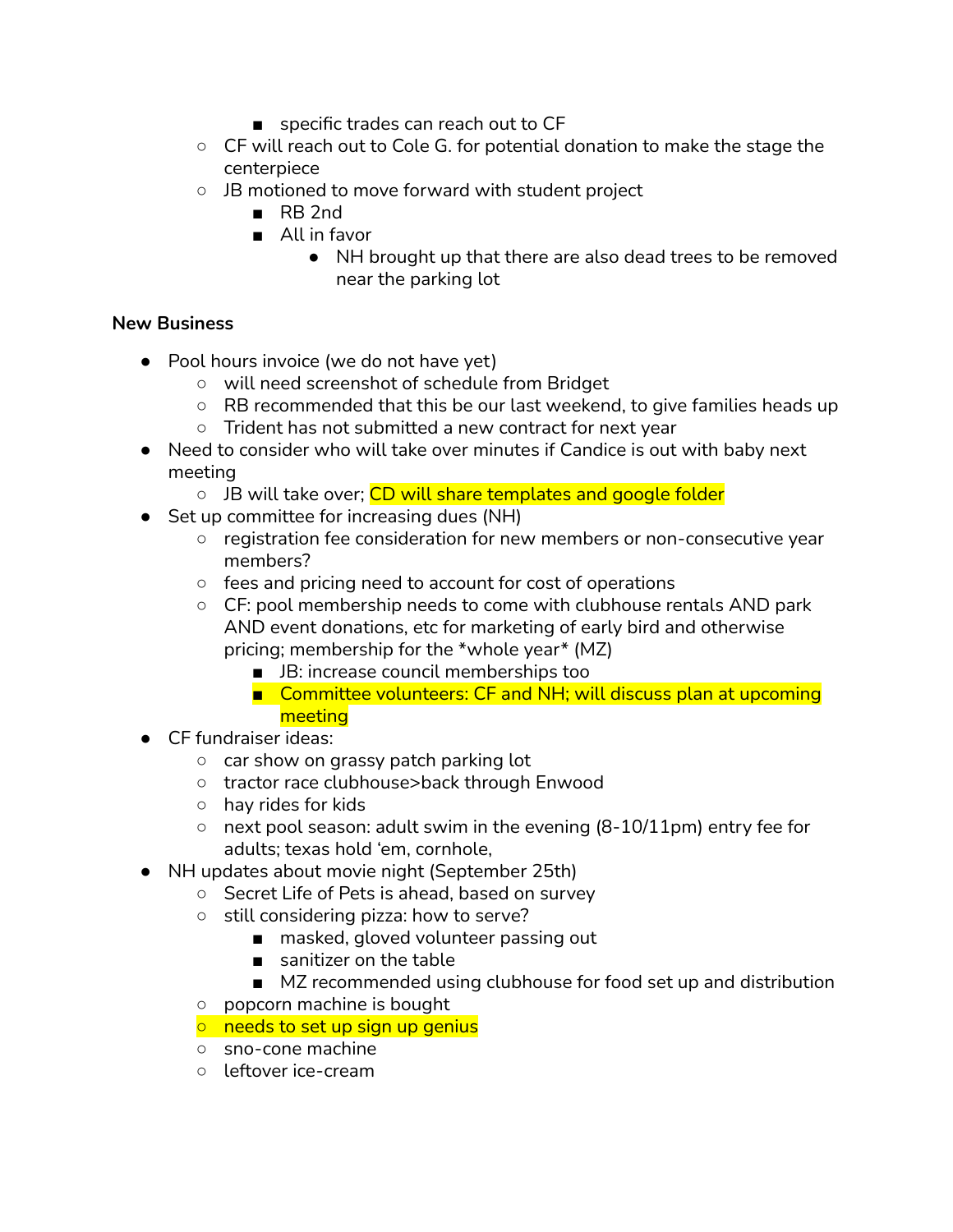- specific trades can reach out to CF
    - CF will reach out to Cole G. for potential donation to make the stage the centerpiece
    - JB motioned to move forward with student project
        - RB 2nd
        - All in favor
            - NH brought up that there are also dead trees to be removed near the parking lot

**New Business**

- Pool hours invoice (we do not have yet)
    - will need screenshot of schedule from Bridget
    - RB recommended that this be our last weekend, to give families heads up
    - Trident has not submitted a new contract for next year
- Need to consider who will take over minutes if Candice is out with baby next meeting
    - JB will take over; CD will share templates and google folder
- Set up committee for increasing dues (NH)
    - registration fee consideration for new members or non-consecutive year members?
    - fees and pricing need to account for cost of operations
    - CF: pool membership needs to come with clubhouse rentals AND park AND event donations, etc for marketing of early bird and otherwise pricing; membership for the *whole year* (MZ)
        - JB: increase council memberships too
        - Committee volunteers: CF and NH; will discuss plan at upcoming meeting
- CF fundraiser ideas:
    - car show on grassy patch parking lot
    - tractor race clubhouse>back through Enwood
    - hay rides for kids
    - next pool season: adult swim in the evening (8-10/11pm) entry fee for adults; texas hold 'em, cornhole,
- NH updates about movie night (September 25th)
    - Secret Life of Pets is ahead, based on survey
    - still considering pizza: how to serve?
        - masked, gloved volunteer passing out
        - sanitizer on the table
        - MZ recommended using clubhouse for food set up and distribution
    - popcorn machine is bought
    - needs to set up sign up genius
    - sno-cone machine
    - leftover ice-cream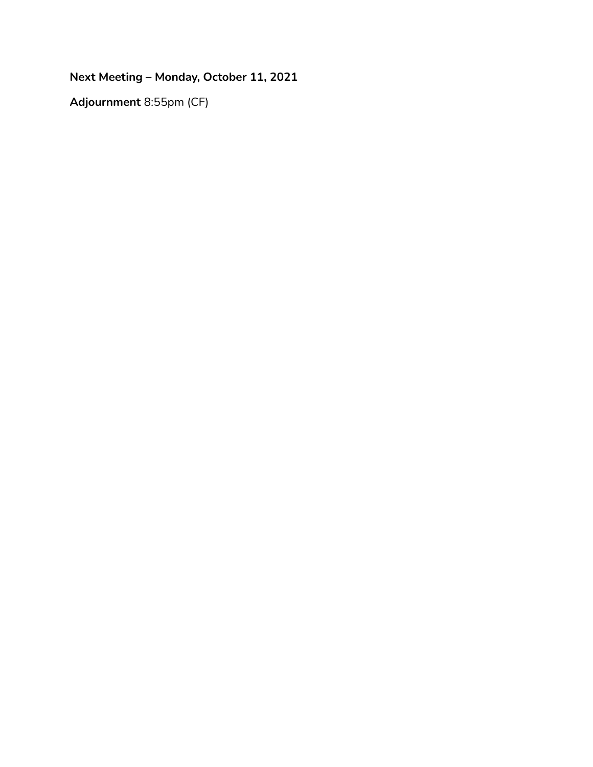**Next Meeting – Monday, October 11, 2021**

**Adjournment** 8:55pm (CF)